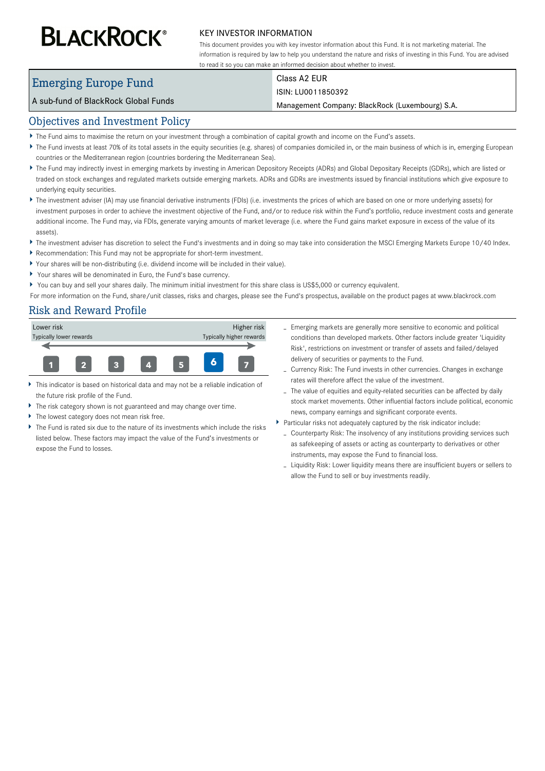# BLACKROCK®

## KEY INVESTOR INFORMATION

This document provides you with key investor information about this Fund. It is not marketing material. The information is required by law to help you understand the nature and risks of investing in this Fund. You are advised to read it so you can make an informed decision about whether to invest.

| Emerging Europe Fund | Class A2 EUR |
| --- | --- |
| A sub-fund of BlackRock Global Funds | ISIN: LU0011850392 |
| | Management Company: BlackRock (Luxembourg) S.A. |

## Objectives and Investment Policy

- The Fund aims to maximise the return on your investment through a combination of capital growth and income on the Fund's assets.
- The Fund invests at least 70% of its total assets in the equity securities (e.g. shares) of companies domiciled in, or the main business of which is in, emerging European countries or the Mediterranean region (countries bordering the Mediterranean Sea).
- The Fund may indirectly invest in emerging markets by investing in American Depository Receipts (ADRs) and Global Depositary Receipts (GDRs), which are listed or traded on stock exchanges and regulated markets outside emerging markets. ADRs and GDRs are investments issued by financial institutions which give exposure to underlying equity securities.
- The investment adviser (IA) may use financial derivative instruments (FDIs) (i.e. investments the prices of which are based on one or more underlying assets) for investment purposes in order to achieve the investment objective of the Fund, and/or to reduce risk within the Fund's portfolio, reduce investment costs and generate additional income. The Fund may, via FDIs, generate varying amounts of market leverage (i.e. where the Fund gains market exposure in excess of the value of its assets).
- The investment adviser has discretion to select the Fund's investments and in doing so may take into consideration the MSCI Emerging Markets Europe 10/40 Index.
- Recommendation: This Fund may not be appropriate for short-term investment.
- Your shares will be non-distributing (i.e. dividend income will be included in their value).
- Your shares will be denominated in Euro, the Fund's base currency.
- You can buy and sell your shares daily. The minimum initial investment for this share class is US$5,000 or currency equivalent.

For more information on the Fund, share/unit classes, risks and charges, please see the Fund's prospectus, available on the product pages at www.blackrock.com

## Risk and Reward Profile

| Lower risk<br>Typically lower rewards | | | | | | Higher risk<br>Typically higher rewards |
| --- | --- | --- | --- | --- | --- | --- |
| 1 | 2 | 3 | 4 | 5 | **6** | 7 |

- This indicator is based on historical data and may not be a reliable indication of the future risk profile of the Fund.
- The risk category shown is not guaranteed and may change over time.
- The lowest category does not mean risk free.
- The Fund is rated six due to the nature of its investments which include the risks listed below. These factors may impact the value of the Fund's investments or expose the Fund to losses.
  - Emerging markets are generally more sensitive to economic and political conditions than developed markets. Other factors include greater 'Liquidity Risk', restrictions on investment or transfer of assets and failed/delayed delivery of securities or payments to the Fund.
  - Currency Risk: The Fund invests in other currencies. Changes in exchange rates will therefore affect the value of the investment.
  - The value of equities and equity-related securities can be affected by daily stock market movements. Other influential factors include political, economic news, company earnings and significant corporate events.
- Particular risks not adequately captured by the risk indicator include:
  - Counterparty Risk: The insolvency of any institutions providing services such as safekeeping of assets or acting as counterparty to derivatives or other instruments, may expose the Fund to financial loss.
  - Liquidity Risk: Lower liquidity means there are insufficient buyers or sellers to allow the Fund to sell or buy investments readily.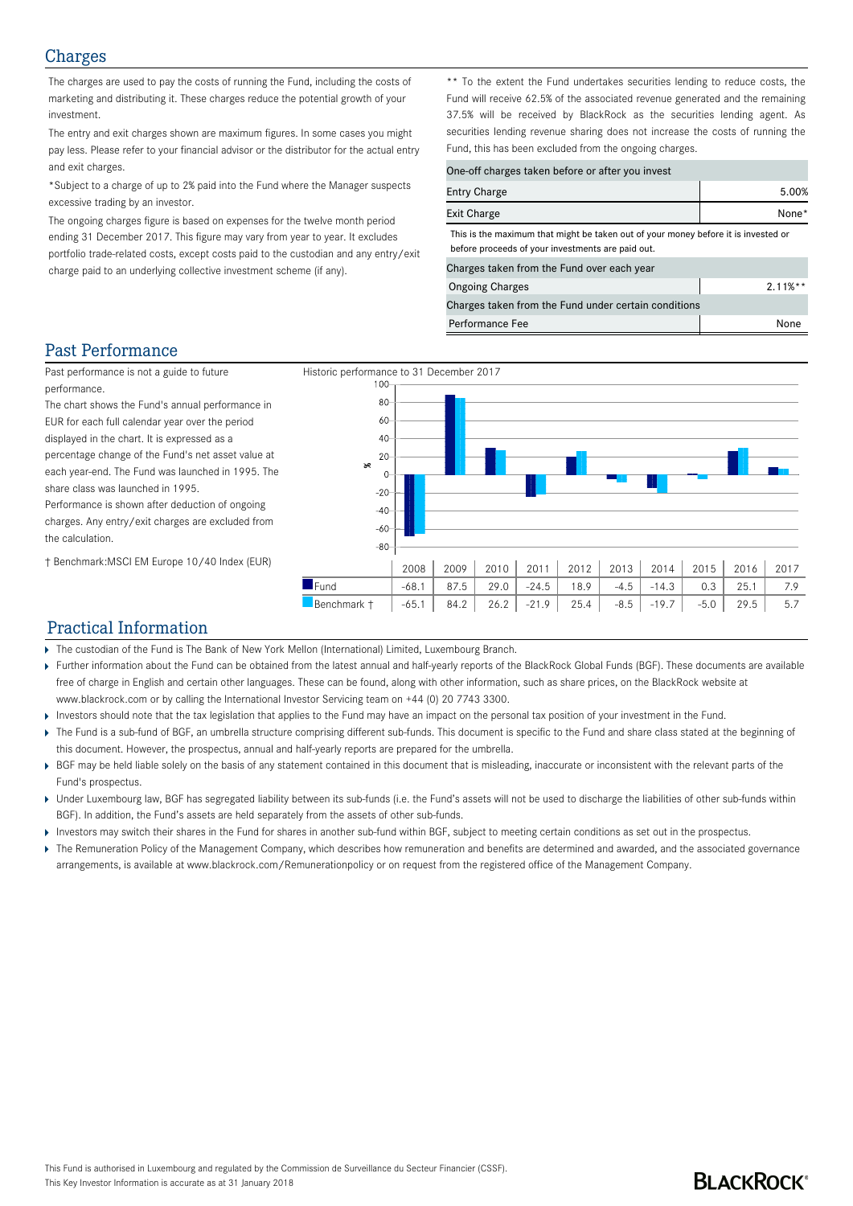## Charges

The charges are used to pay the costs of running the Fund, including the costs of marketing and distributing it. These charges reduce the potential growth of your investment.

The entry and exit charges shown are maximum figures. In some cases you might pay less. Please refer to your financial advisor or the distributor for the actual entry and exit charges.

*Subject to a charge of up to 2% paid into the Fund where the Manager suspects excessive trading by an investor.

The ongoing charges figure is based on expenses for the twelve month period ending 31 December 2017. This figure may vary from year to year. It excludes portfolio trade-related costs, except costs paid to the custodian and any entry/exit charge paid to an underlying collective investment scheme (if any).

** To the extent the Fund undertakes securities lending to reduce costs, the Fund will receive 62.5% of the associated revenue generated and the remaining 37.5% will be received by BlackRock as the securities lending agent. As securities lending revenue sharing does not increase the costs of running the Fund, this has been excluded from the ongoing charges.

| One-off charges taken before or after you invest | |
|---|---|
| Entry Charge | 5.00% |
| Exit Charge | None* |
| This is the maximum that might be taken out of your money before it is invested or before proceeds of your investments are paid out. | |
| **Charges taken from the Fund over each year** | |
| Ongoing Charges | 2.11%** |
| **Charges taken from the Fund under certain conditions** | |
| Performance Fee | None |

## Past Performance

Past performance is not a guide to future performance.

The chart shows the Fund's annual performance in EUR for each full calendar year over the period displayed in the chart. It is expressed as a percentage change of the Fund's net asset value at each year-end. The Fund was launched in 1995. The share class was launched in 1995.

Performance is shown after deduction of ongoing charges. Any entry/exit charges are excluded from the calculation.

† Benchmark:MSCI EM Europe 10/40 Index (EUR)

Historic performance to 31 December 2017

%

100
80
60
40
20
0
-20
-40
-60
-80

| | 2008 | 2009 | 2010 | 2011 | 2012 | 2013 | 2014 | 2015 | 2016 | 2017 |
|---|---|---|---|---|---|---|---|---|---|---|
| Fund | -68.1 | 87.5 | 29.0 | -24.5 | 18.9 | -4.5 | -14.3 | 0.3 | 25.1 | 7.9 |
| Benchmark † | -65.1 | 84.2 | 26.2 | -21.9 | 25.4 | -8.5 | -19.7 | -5.0 | 29.5 | 5.7 |

## Practical Information

- The custodian of the Fund is The Bank of New York Mellon (International) Limited, Luxembourg Branch.
- Further information about the Fund can be obtained from the latest annual and half-yearly reports of the BlackRock Global Funds (BGF). These documents are available free of charge in English and certain other languages. These can be found, along with other information, such as share prices, on the BlackRock website at www.blackrock.com or by calling the International Investor Servicing team on +44 (0) 20 7743 3300.
- Investors should note that the tax legislation that applies to the Fund may have an impact on the personal tax position of your investment in the Fund.
- The Fund is a sub-fund of BGF, an umbrella structure comprising different sub-funds. This document is specific to the Fund and share class stated at the beginning of this document. However, the prospectus, annual and half-yearly reports are prepared for the umbrella.
- BGF may be held liable solely on the basis of any statement contained in this document that is misleading, inaccurate or inconsistent with the relevant parts of the Fund's prospectus.
- Under Luxembourg law, BGF has segregated liability between its sub-funds (i.e. the Fund's assets will not be used to discharge the liabilities of other sub-funds within BGF). In addition, the Fund's assets are held separately from the assets of other sub-funds.
- Investors may switch their shares in the Fund for shares in another sub-fund within BGF, subject to meeting certain conditions as set out in the prospectus.
- The Remuneration Policy of the Management Company, which describes how remuneration and benefits are determined and awarded, and the associated governance arrangements, is available at www.blackrock.com/Remunerationpolicy or on request from the registered office of the Management Company.

This Fund is authorised in Luxembourg and regulated by the Commission de Surveillance du Secteur Financier (CSSF).
This Key Investor Information is accurate as at 31 January 2018

BLACKROCK®